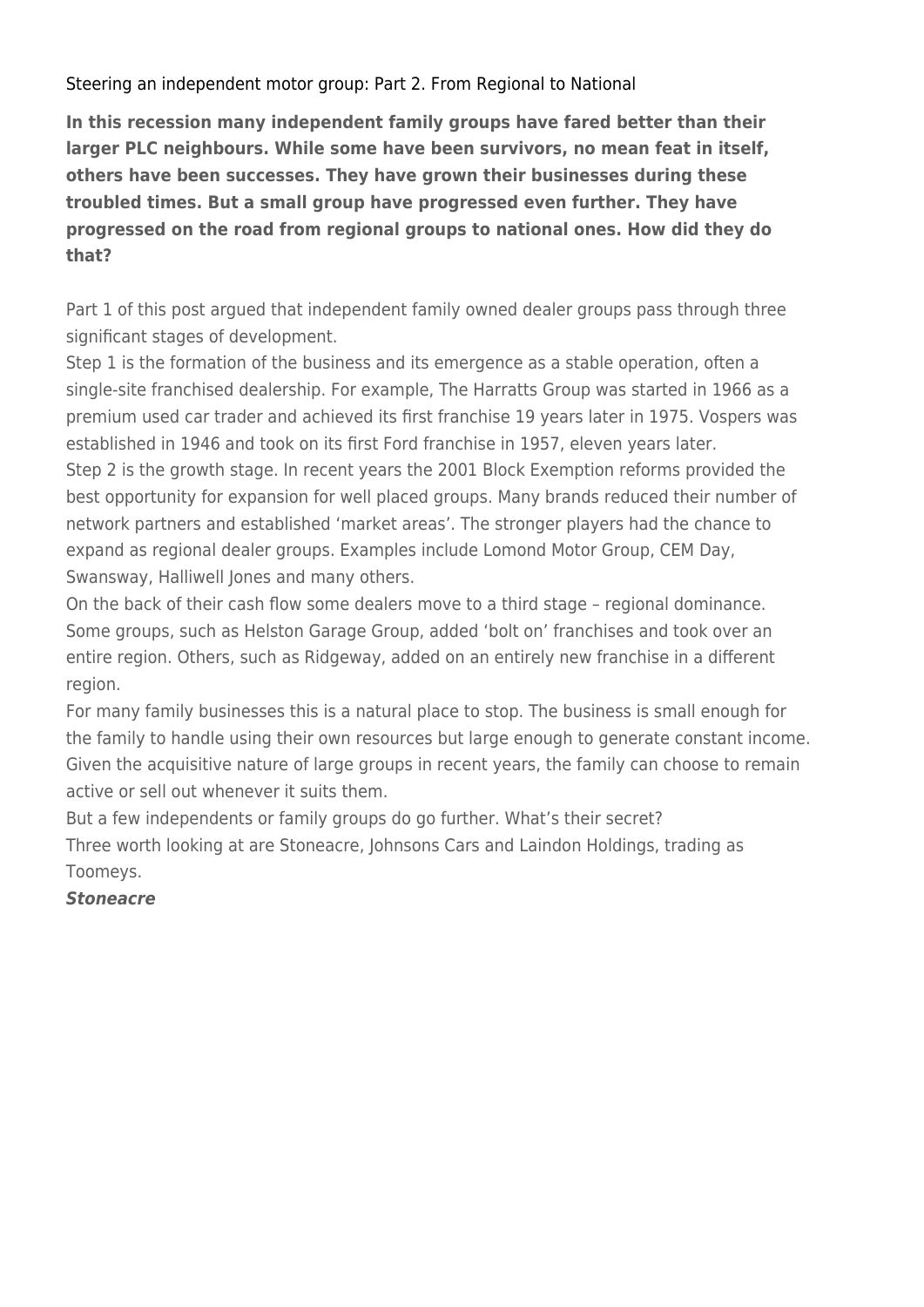# Steering an independent motor group: Part 2. From Regional to National

**In this recession many independent family groups have fared better than their larger PLC neighbours. While some have been survivors, no mean feat in itself, others have been successes. They have grown their businesses during these troubled times. But a small group have progressed even further. They have progressed on the road from regional groups to national ones. How did they do that?**

Part 1 of this post argued that independent family owned dealer groups pass through three significant stages of development.

Step 1 is the formation of the business and its emergence as a stable operation, often a single-site franchised dealership. For example, The Harratts Group was started in 1966 as a premium used car trader and achieved its first franchise 19 years later in 1975. Vospers was established in 1946 and took on its first Ford franchise in 1957, eleven years later.

Step 2 is the growth stage. In recent years the 2001 Block Exemption reforms provided the best opportunity for expansion for well placed groups. Many brands reduced their number of network partners and established 'market areas'. The stronger players had the chance to expand as regional dealer groups. Examples include Lomond Motor Group, CEM Day, Swansway, Halliwell Jones and many others.

On the back of their cash flow some dealers move to a third stage – regional dominance. Some groups, such as Helston Garage Group, added 'bolt on' franchises and took over an entire region. Others, such as Ridgeway, added on an entirely new franchise in a different region.

For many family businesses this is a natural place to stop. The business is small enough for the family to handle using their own resources but large enough to generate constant income. Given the acquisitive nature of large groups in recent years, the family can choose to remain active or sell out whenever it suits them.

But a few independents or family groups do go further. What's their secret?

Three worth looking at are Stoneacre, Johnsons Cars and Laindon Holdings, trading as Toomeys.

***Stoneacre***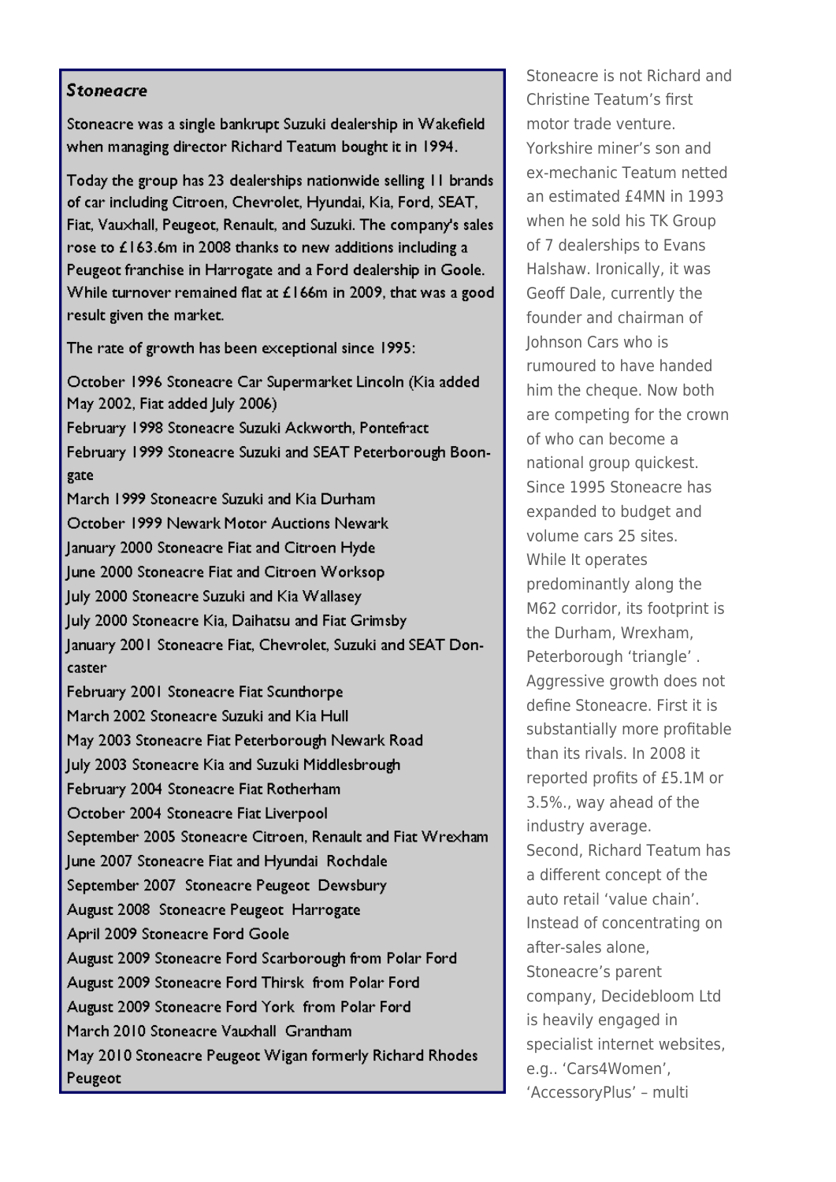### *Stoneacre*

Stoneacre was a single bankrupt Suzuki dealership in Wakefield when managing director Richard Teatum bought it in 1994.

Today the group has 23 dealerships nationwide selling 11 brands of car including Citroen, Chevrolet, Hyundai, Kia, Ford, SEAT, Fiat, Vauxhall, Peugeot, Renault, and Suzuki. The company's sales rose to £163.6m in 2008 thanks to new additions including a Peugeot franchise in Harrogate and a Ford dealership in Goole. While turnover remained flat at £166m in 2009, that was a good result given the market.

The rate of growth has been exceptional since 1995:

October 1996 Stoneacre Car Supermarket Lincoln (Kia added May 2002, Fiat added July 2006)
February 1998 Stoneacre Suzuki Ackworth, Pontefract
February 1999 Stoneacre Suzuki and SEAT Peterborough Boongate
March 1999 Stoneacre Suzuki and Kia Durham
October 1999 Newark Motor Auctions Newark
January 2000 Stoneacre Fiat and Citroen Hyde
June 2000 Stoneacre Fiat and Citroen Worksop
July 2000 Stoneacre Suzuki and Kia Wallasey
July 2000 Stoneacre Kia, Daihatsu and Fiat Grimsby
January 2001 Stoneacre Fiat, Chevrolet, Suzuki and SEAT Doncaster
February 2001 Stoneacre Fiat Scunthorpe
March 2002 Stoneacre Suzuki and Kia Hull
May 2003 Stoneacre Fiat Peterborough Newark Road
July 2003 Stoneacre Kia and Suzuki Middlesbrough
February 2004 Stoneacre Fiat Rotherham
October 2004 Stoneacre Fiat Liverpool
September 2005 Stoneacre Citroen, Renault and Fiat Wrexham
June 2007 Stoneacre Fiat and Hyundai Rochdale
September 2007 Stoneacre Peugeot Dewsbury
August 2008 Stoneacre Peugeot Harrogate
April 2009 Stoneacre Ford Goole
August 2009 Stoneacre Ford Scarborough from Polar Ford
August 2009 Stoneacre Ford Thirsk from Polar Ford
August 2009 Stoneacre Ford York from Polar Ford
March 2010 Stoneacre Vauxhall Grantham
May 2010 Stoneacre Peugeot Wigan formerly Richard Rhodes Peugeot

Stoneacre is not Richard and Christine Teatum's first motor trade venture. Yorkshire miner's son and ex-mechanic Teatum netted an estimated £4MN in 1993 when he sold his TK Group of 7 dealerships to Evans Halshaw. Ironically, it was Geoff Dale, currently the founder and chairman of Johnson Cars who is rumoured to have handed him the cheque. Now both are competing for the crown of who can become a national group quickest. Since 1995 Stoneacre has expanded to budget and volume cars 25 sites. While It operates predominantly along the M62 corridor, its footprint is the Durham, Wrexham, Peterborough 'triangle' . Aggressive growth does not define Stoneacre. First it is substantially more profitable than its rivals. In 2008 it reported profits of £5.1M or 3.5%., way ahead of the industry average.

Second, Richard Teatum has a different concept of the auto retail 'value chain'. Instead of concentrating on after-sales alone, Stoneacre's parent company, Decidebloom Ltd is heavily engaged in specialist internet websites, e.g.. 'Cars4Women', 'AccessoryPlus' – multi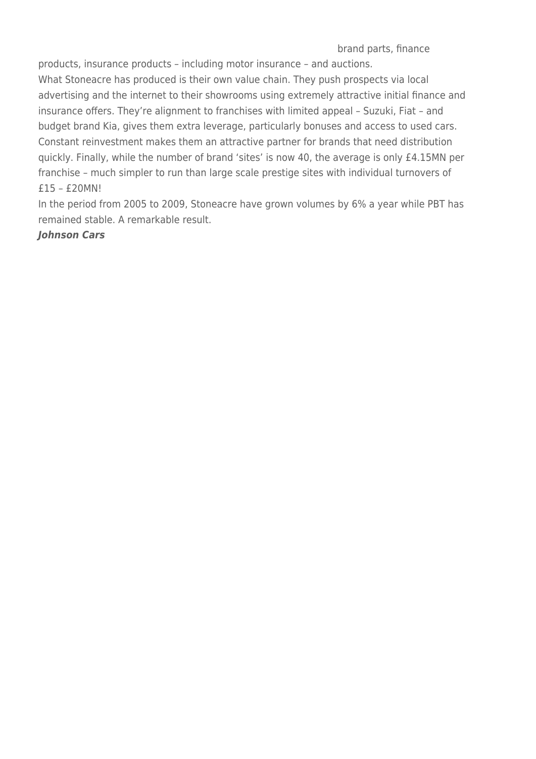brand parts, finance products, insurance products – including motor insurance – and auctions.

What Stoneacre has produced is their own value chain. They push prospects via local advertising and the internet to their showrooms using extremely attractive initial finance and insurance offers. They're alignment to franchises with limited appeal – Suzuki, Fiat – and budget brand Kia, gives them extra leverage, particularly bonuses and access to used cars. Constant reinvestment makes them an attractive partner for brands that need distribution quickly. Finally, while the number of brand 'sites' is now 40, the average is only £4.15MN per franchise – much simpler to run than large scale prestige sites with individual turnovers of £15 – £20MN!

In the period from 2005 to 2009, Stoneacre have grown volumes by 6% a year while PBT has remained stable. A remarkable result.

***Johnson Cars***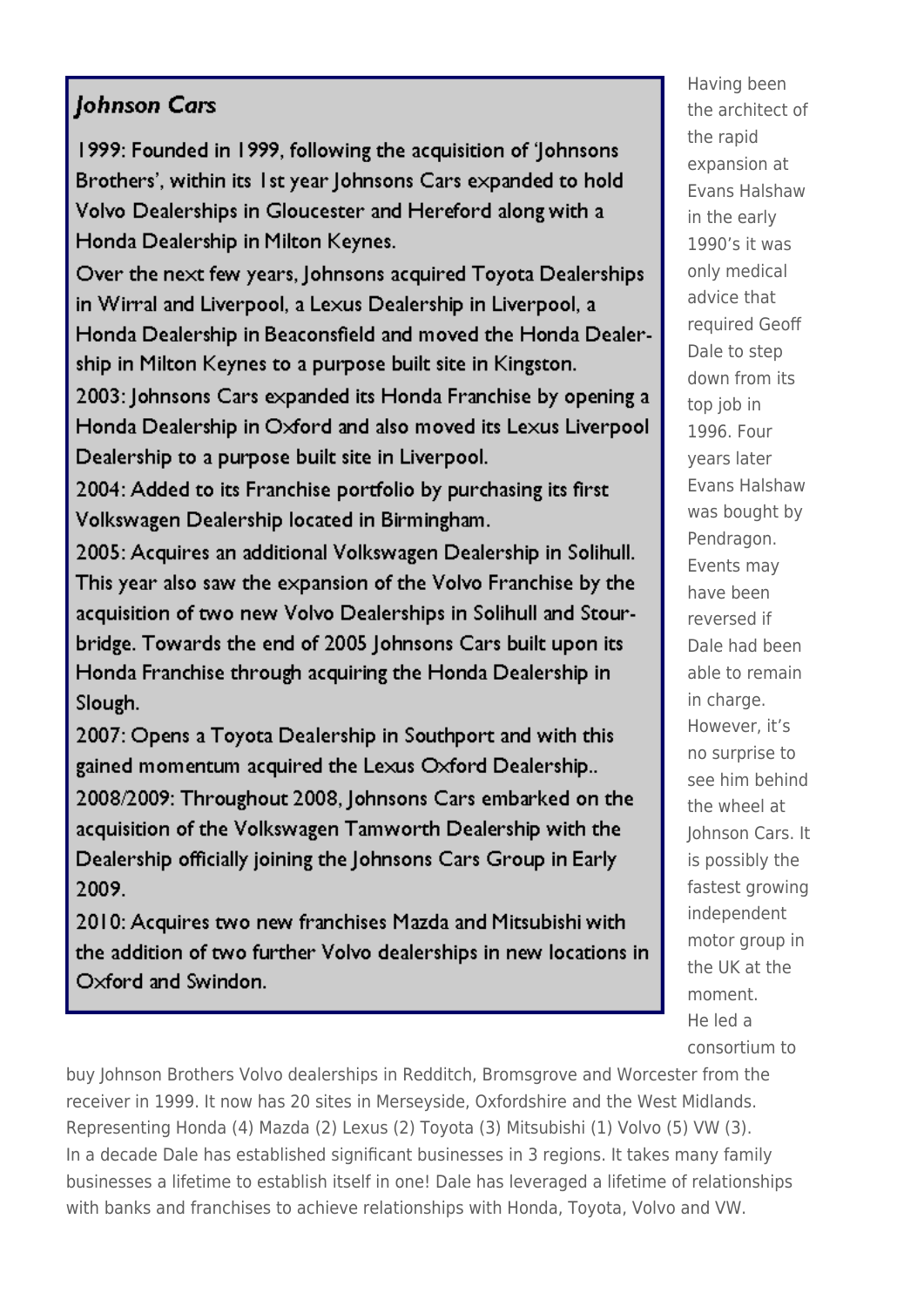### *Johnson Cars*

1999: Founded in 1999, following the acquisition of 'Johnsons Brothers', within its 1st year Johnsons Cars expanded to hold Volvo Dealerships in Gloucester and Hereford along with a Honda Dealership in Milton Keynes.

Over the next few years, Johnsons acquired Toyota Dealerships in Wirral and Liverpool, a Lexus Dealership in Liverpool, a Honda Dealership in Beaconsfield and moved the Honda Dealership in Milton Keynes to a purpose built site in Kingston.

2003: Johnsons Cars expanded its Honda Franchise by opening a Honda Dealership in Oxford and also moved its Lexus Liverpool Dealership to a purpose built site in Liverpool.

2004: Added to its Franchise portfolio by purchasing its first Volkswagen Dealership located in Birmingham.

2005: Acquires an additional Volkswagen Dealership in Solihull. This year also saw the expansion of the Volvo Franchise by the acquisition of two new Volvo Dealerships in Solihull and Stourbridge. Towards the end of 2005 Johnsons Cars built upon its Honda Franchise through acquiring the Honda Dealership in Slough.

2007: Opens a Toyota Dealership in Southport and with this gained momentum acquired the Lexus Oxford Dealership..

2008/2009: Throughout 2008, Johnsons Cars embarked on the acquisition of the Volkswagen Tamworth Dealership with the Dealership officially joining the Johnsons Cars Group in Early 2009.

2010: Acquires two new franchises Mazda and Mitsubishi with the addition of two further Volvo dealerships in new locations in Oxford and Swindon.

Having been the architect of the rapid expansion at Evans Halshaw in the early 1990's it was only medical advice that required Geoff Dale to step down from its top job in 1996. Four years later Evans Halshaw was bought by Pendragon. Events may have been reversed if Dale had been able to remain in charge. However, it's no surprise to see him behind the wheel at Johnson Cars. It is possibly the fastest growing independent motor group in the UK at the moment.

He led a consortium to buy Johnson Brothers Volvo dealerships in Redditch, Bromsgrove and Worcester from the receiver in 1999. It now has 20 sites in Merseyside, Oxfordshire and the West Midlands. Representing Honda (4) Mazda (2) Lexus (2) Toyota (3) Mitsubishi (1) Volvo (5) VW (3).

In a decade Dale has established significant businesses in 3 regions. It takes many family businesses a lifetime to establish itself in one! Dale has leveraged a lifetime of relationships with banks and franchises to achieve relationships with Honda, Toyota, Volvo and VW.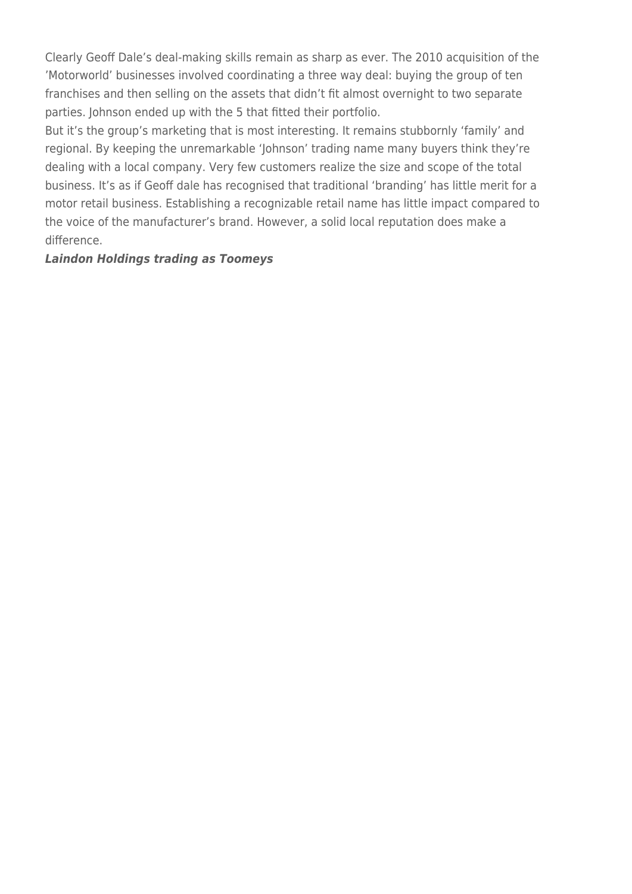Clearly Geoff Dale's deal-making skills remain as sharp as ever. The 2010 acquisition of the 'Motorworld' businesses involved coordinating a three way deal: buying the group of ten franchises and then selling on the assets that didn't fit almost overnight to two separate parties. Johnson ended up with the 5 that fitted their portfolio.

But it's the group's marketing that is most interesting. It remains stubbornly 'family' and regional. By keeping the unremarkable 'Johnson' trading name many buyers think they're dealing with a local company. Very few customers realize the size and scope of the total business. It's as if Geoff dale has recognised that traditional 'branding' has little merit for a motor retail business. Establishing a recognizable retail name has little impact compared to the voice of the manufacturer's brand. However, a solid local reputation does make a difference.

***Laindon Holdings trading as Toomeys***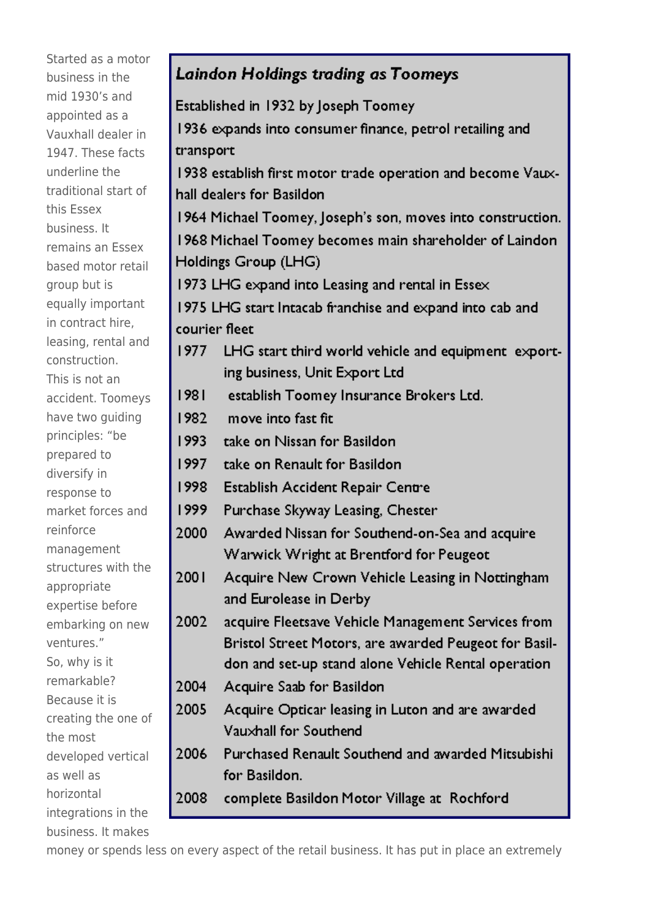Started as a motor business in the mid 1930's and appointed as a Vauxhall dealer in 1947. These facts underline the traditional start of this Essex business. It remains an Essex based motor retail group but is equally important in contract hire, leasing, rental and construction. This is not an accident. Toomeys have two guiding principles: "be prepared to diversify in response to market forces and reinforce management structures with the appropriate expertise before embarking on new ventures."

So, why is it remarkable? Because it is creating the one of the most developed vertical as well as horizontal integrations in the business. It makes money or spends less on every aspect of the retail business. It has put in place an extremely

***Laindon Holdings trading as Toomeys***

Established in 1932 by Joseph Toomey

1936 expands into consumer finance, petrol retailing and transport

1938 establish first motor trade operation and become Vauxhall dealers for Basildon

1964 Michael Toomey, Joseph's son, moves into construction.

1968 Michael Toomey becomes main shareholder of Laindon Holdings Group (LHG)

1973 LHG expand into Leasing and rental in Essex

1975 LHG start Intacab franchise and expand into cab and courier fleet

| | |
|---|---|
| 1977 | LHG start third world vehicle and equipment exporting business, Unit Export Ltd |
| 1981 | establish Toomey Insurance Brokers Ltd. |
| 1982 | move into fast fit |
| 1993 | take on Nissan for Basildon |
| 1997 | take on Renault for Basildon |
| 1998 | Establish Accident Repair Centre |
| 1999 | Purchase Skyway Leasing, Chester |
| 2000 | Awarded Nissan for Southend-on-Sea and acquire Warwick Wright at Brentford for Peugeot |
| 2001 | Acquire New Crown Vehicle Leasing in Nottingham and Eurolease in Derby |
| 2002 | acquire Fleetsave Vehicle Management Services from Bristol Street Motors, are awarded Peugeot for Basildon and set-up stand alone Vehicle Rental operation |
| 2004 | Acquire Saab for Basildon |
| 2005 | Acquire Opticar leasing in Luton and are awarded Vauxhall for Southend |
| 2006 | Purchased Renault Southend and awarded Mitsubishi for Basildon. |
| 2008 | complete Basildon Motor Village at Rochford |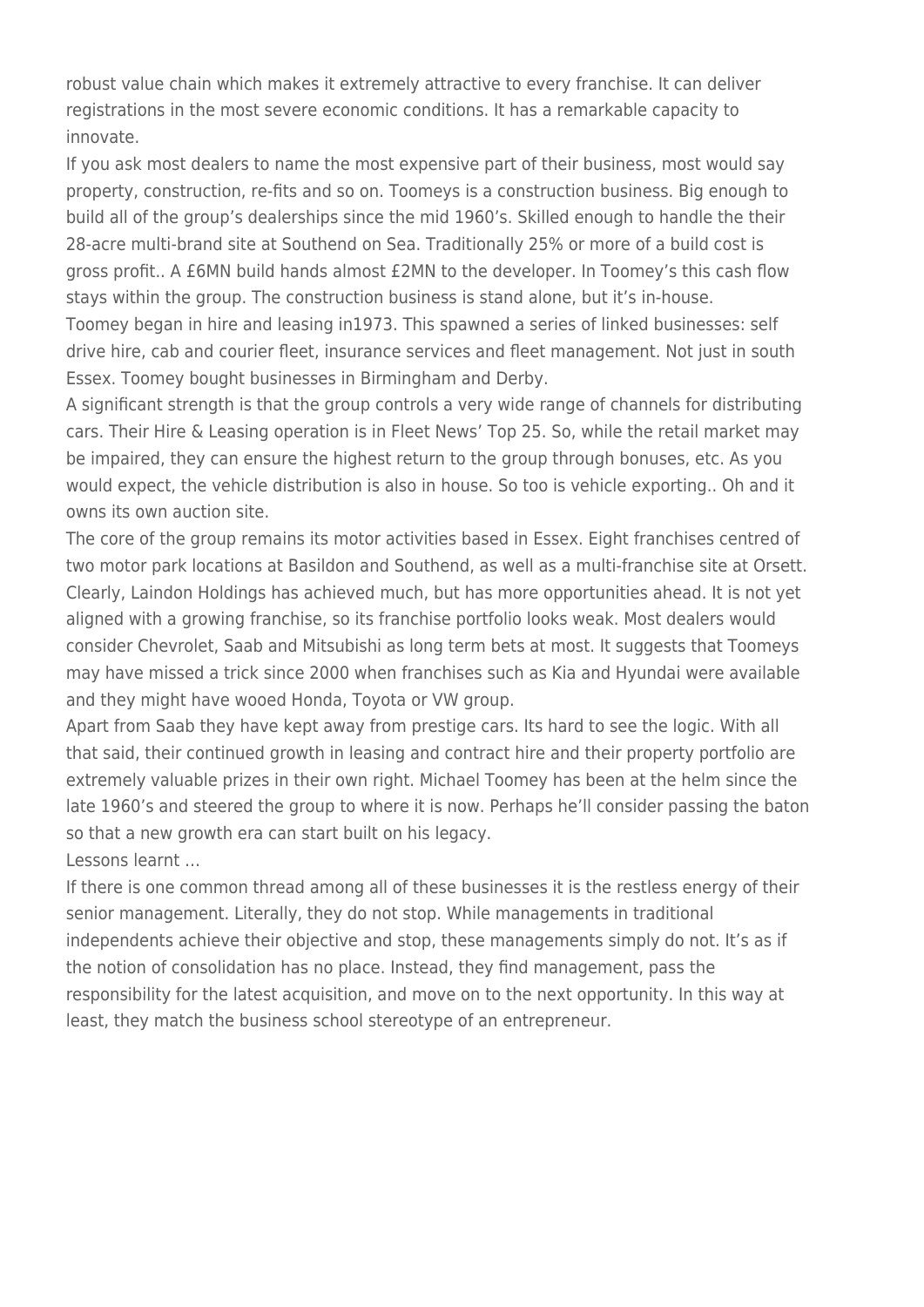robust value chain which makes it extremely attractive to every franchise. It can deliver registrations in the most severe economic conditions. It has a remarkable capacity to innovate.

If you ask most dealers to name the most expensive part of their business, most would say property, construction, re-fits and so on. Toomeys is a construction business. Big enough to build all of the group's dealerships since the mid 1960's. Skilled enough to handle the their 28-acre multi-brand site at Southend on Sea. Traditionally 25% or more of a build cost is gross profit.. A £6MN build hands almost £2MN to the developer. In Toomey's this cash flow stays within the group. The construction business is stand alone, but it's in-house.

Toomey began in hire and leasing in1973. This spawned a series of linked businesses: self drive hire, cab and courier fleet, insurance services and fleet management. Not just in south Essex. Toomey bought businesses in Birmingham and Derby.

A significant strength is that the group controls a very wide range of channels for distributing cars. Their Hire & Leasing operation is in Fleet News' Top 25. So, while the retail market may be impaired, they can ensure the highest return to the group through bonuses, etc. As you would expect, the vehicle distribution is also in house. So too is vehicle exporting.. Oh and it owns its own auction site.

The core of the group remains its motor activities based in Essex. Eight franchises centred of two motor park locations at Basildon and Southend, as well as a multi-franchise site at Orsett. Clearly, Laindon Holdings has achieved much, but has more opportunities ahead. It is not yet aligned with a growing franchise, so its franchise portfolio looks weak. Most dealers would consider Chevrolet, Saab and Mitsubishi as long term bets at most. It suggests that Toomeys may have missed a trick since 2000 when franchises such as Kia and Hyundai were available and they might have wooed Honda, Toyota or VW group.

Apart from Saab they have kept away from prestige cars. Its hard to see the logic. With all that said, their continued growth in leasing and contract hire and their property portfolio are extremely valuable prizes in their own right. Michael Toomey has been at the helm since the late 1960's and steered the group to where it is now. Perhaps he'll consider passing the baton so that a new growth era can start built on his legacy.

Lessons learnt …

If there is one common thread among all of these businesses it is the restless energy of their senior management. Literally, they do not stop. While managements in traditional independents achieve their objective and stop, these managements simply do not. It's as if the notion of consolidation has no place. Instead, they find management, pass the responsibility for the latest acquisition, and move on to the next opportunity. In this way at least, they match the business school stereotype of an entrepreneur.